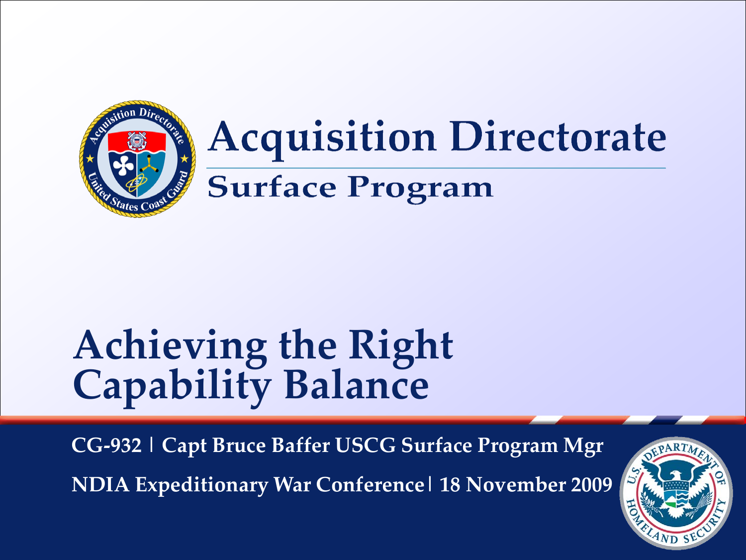# Acquisition Directorate

## Surface Program

# Achieving the Right Capability Balance

**CG-932 | Capt Bruce Baffer USCG Surface Program Mgr**

**NDIA Expeditionary War Conference | 18 November 2009**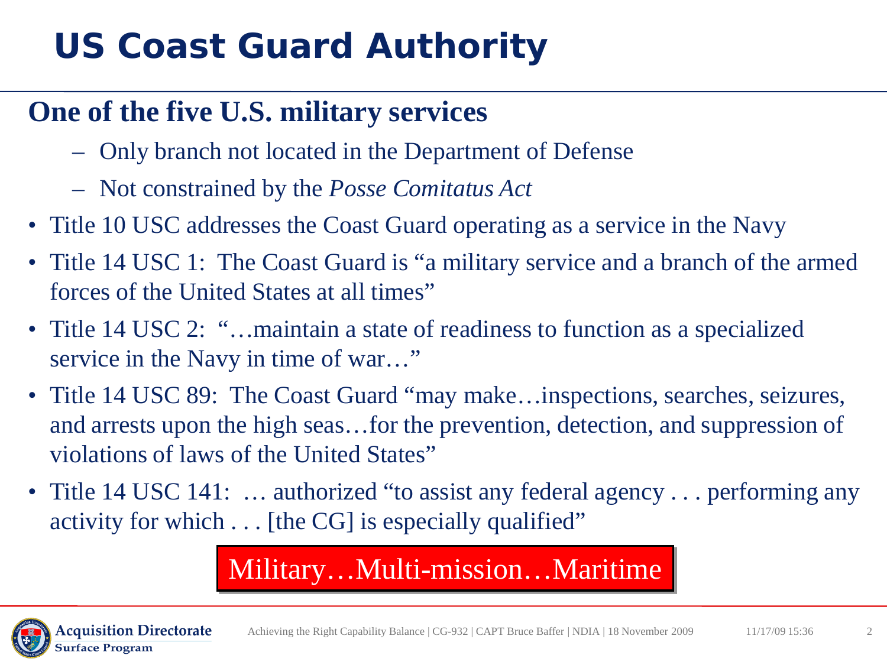# US Coast Guard Authority

## One of the five U.S. military services

- Only branch not located in the Department of Defense
- Not constrained by the *Posse Comitatus Act*

- Title 10 USC addresses the Coast Guard operating as a service in the Navy
- Title 14 USC 1: The Coast Guard is "a military service and a branch of the armed forces of the United States at all times"
- Title 14 USC 2: "…maintain a state of readiness to function as a specialized service in the Navy in time of war…"
- Title 14 USC 89: The Coast Guard "may make…inspections, searches, seizures, and arrests upon the high seas…for the prevention, detection, and suppression of violations of laws of the United States"
- Title 14 USC 141: … authorized "to assist any federal agency . . . performing any activity for which . . . [the CG] is especially qualified"

Military…Multi-mission…Maritime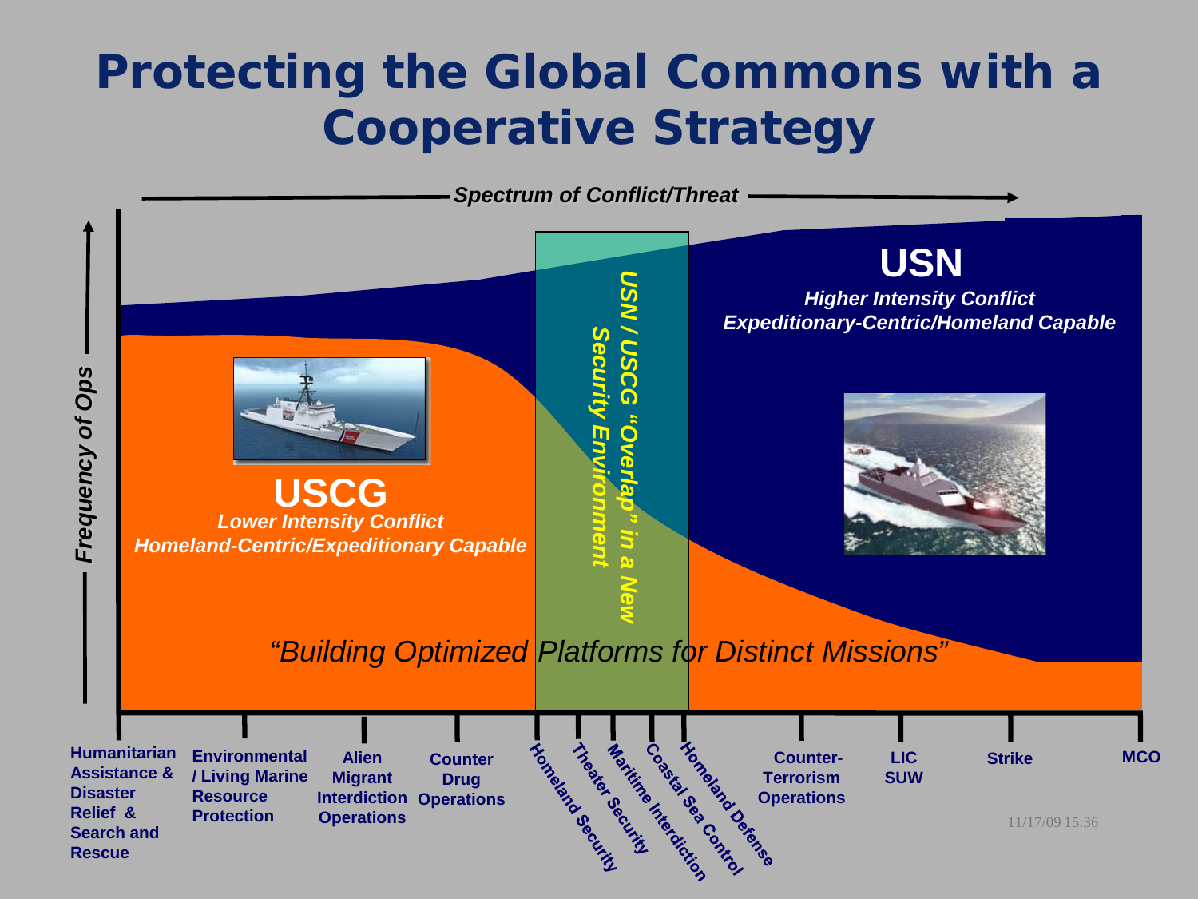# Protecting the Global Commons with a Cooperative Strategy

*Spectrum of Conflict/Threat*

*Frequency of Ops*

**USCG**
*Lower Intensity Conflict*
*Homeland-Centric/Expeditionary Capable*

**USN**
*Higher Intensity Conflict*
*Expeditionary-Centric/Homeland Capable*

*USN / USCG "Overlap" in a New Security Environment*

*"Building Optimized Platforms for Distinct Missions"*

- Humanitarian Assistance & Disaster Relief & Search and Rescue
- Environmental / Living Marine Resource Protection
- Alien Migrant Interdiction Operations
- Counter Drug Operations
- Homeland Security
- Theater Security
- Maritime Interdiction
- Coastal Sea Control
- Homeland Defense
- Counter-Terrorism Operations
- LIC SUW
- Strike
- MCO

11/17/09 15:36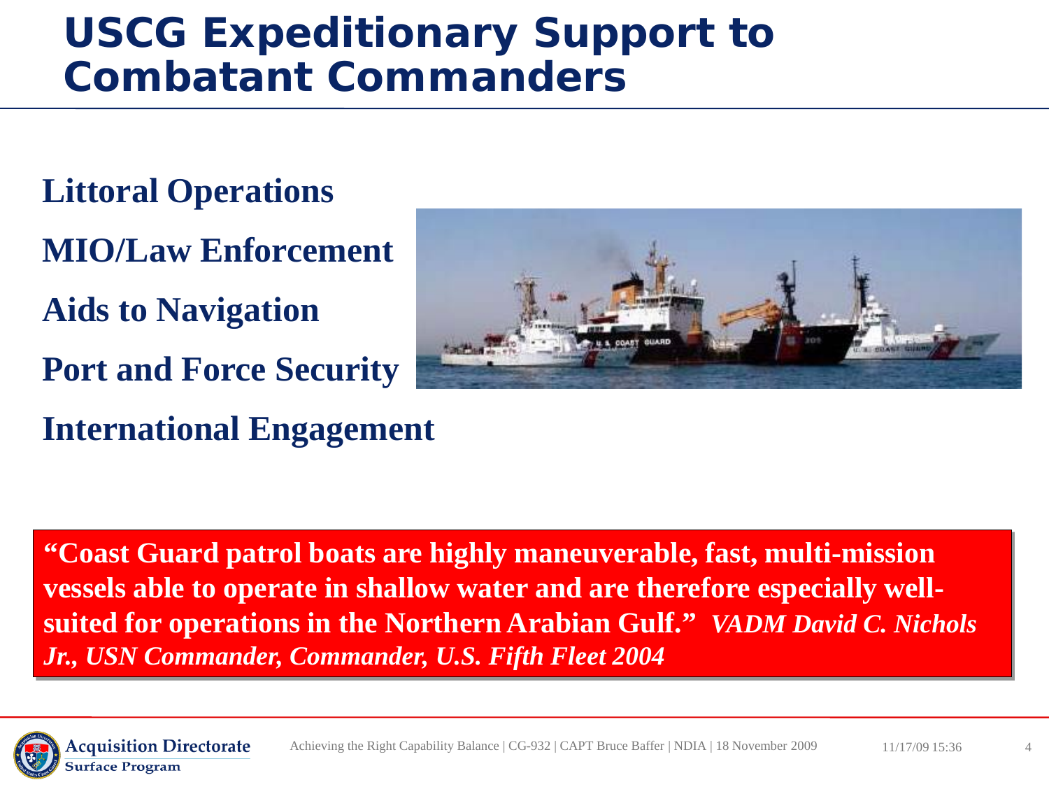# USCG Expeditionary Support to Combatant Commanders

**Littoral Operations**

**MIO/Law Enforcement**

**Aids to Navigation**

**Port and Force Security**

**International Engagement**

**"Coast Guard patrol boats are highly maneuverable, fast, multi-mission vessels able to operate in shallow water and are therefore especially well-suited for operations in the Northern Arabian Gulf."** ***VADM David C. Nichols Jr., USN Commander, Commander, U.S. Fifth Fleet 2004***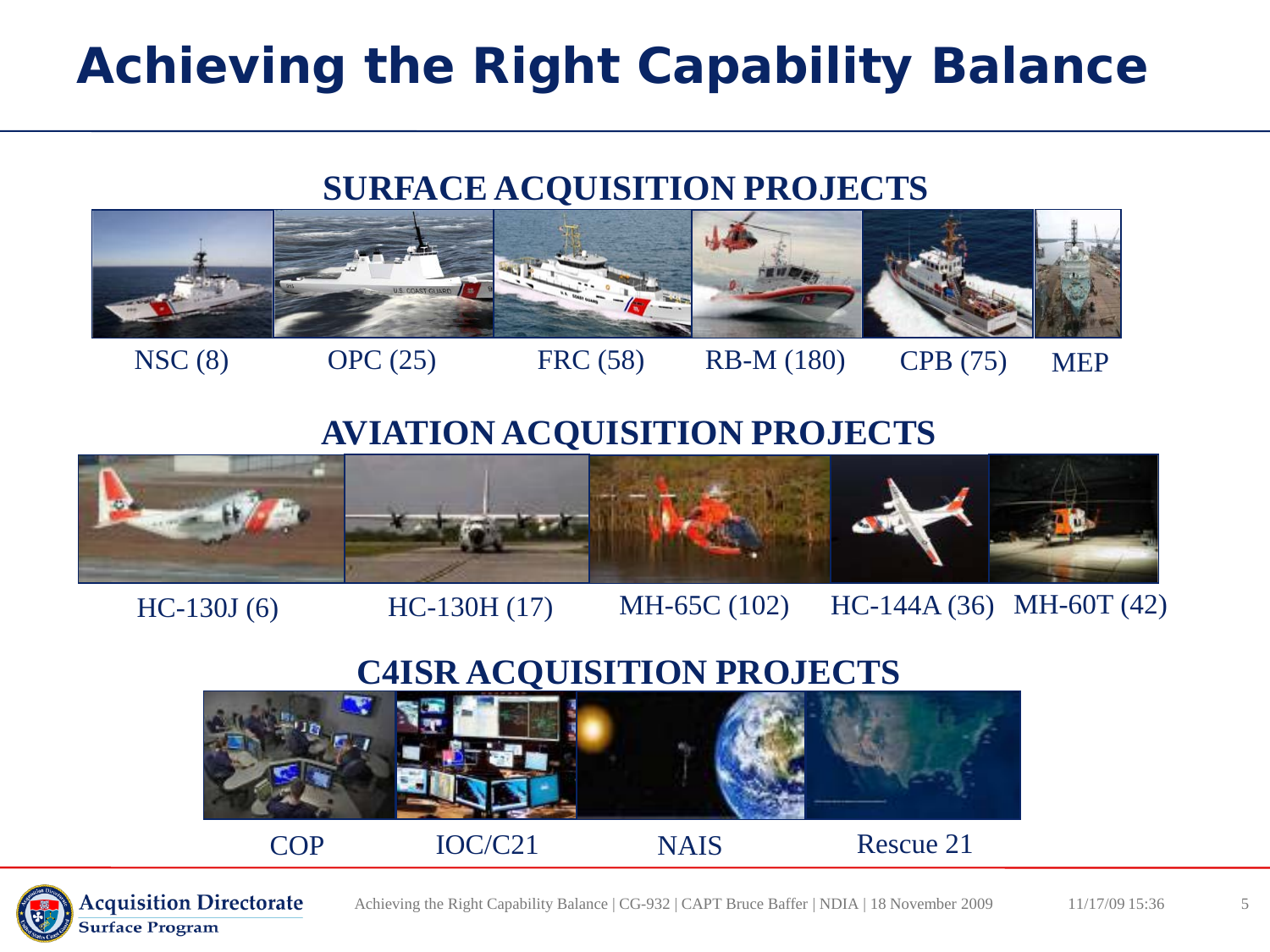# Achieving the Right Capability Balance

## SURFACE ACQUISITION PROJECTS

NSC (8) OPC (25) FRC (58) RB-M (180) CPB (75) MEP

## AVIATION ACQUISITION PROJECTS

HC-130J (6) HC-130H (17) MH-65C (102) HC-144A (36) MH-60T (42)

## C4ISR ACQUISITION PROJECTS

COP IOC/C21 NAIS Rescue 21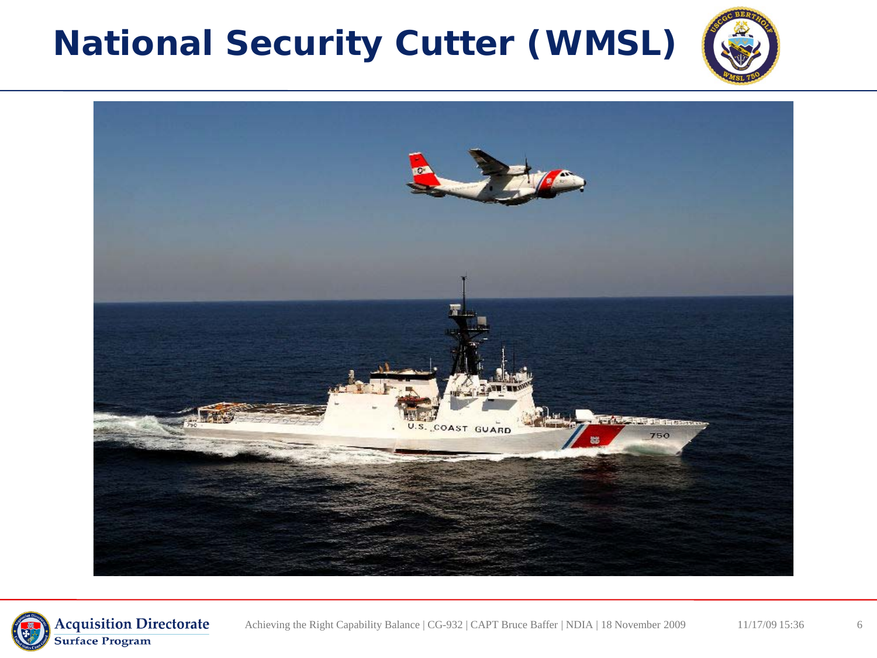# National Security Cutter (WMSL)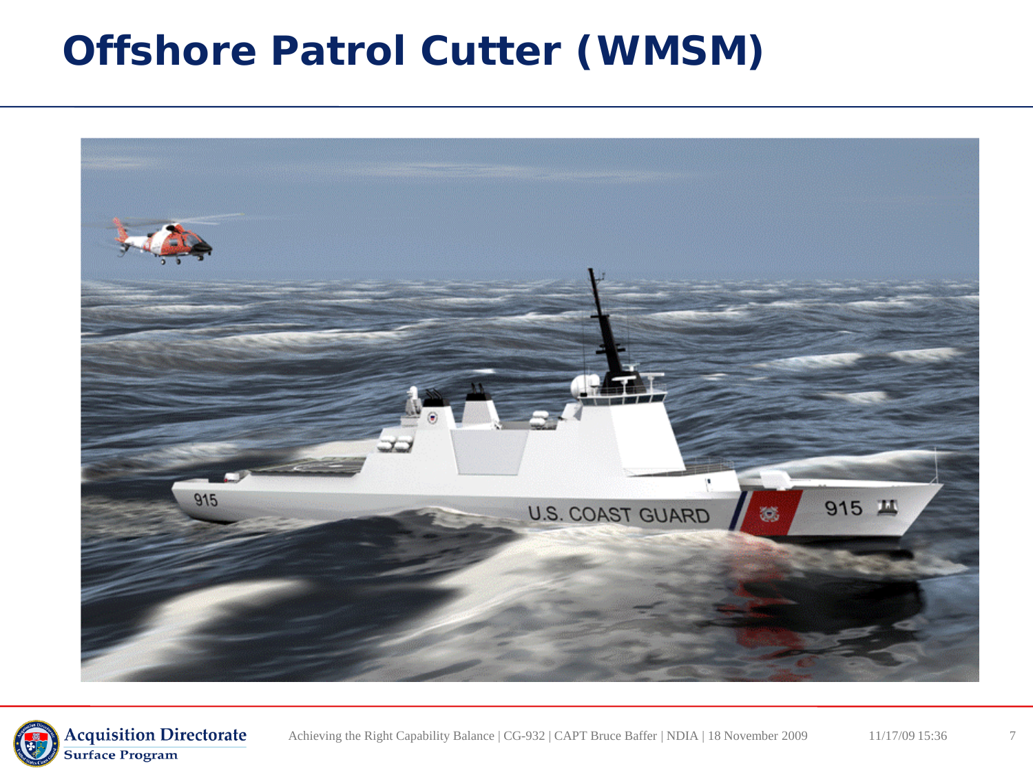# Offshore Patrol Cutter (WMSM)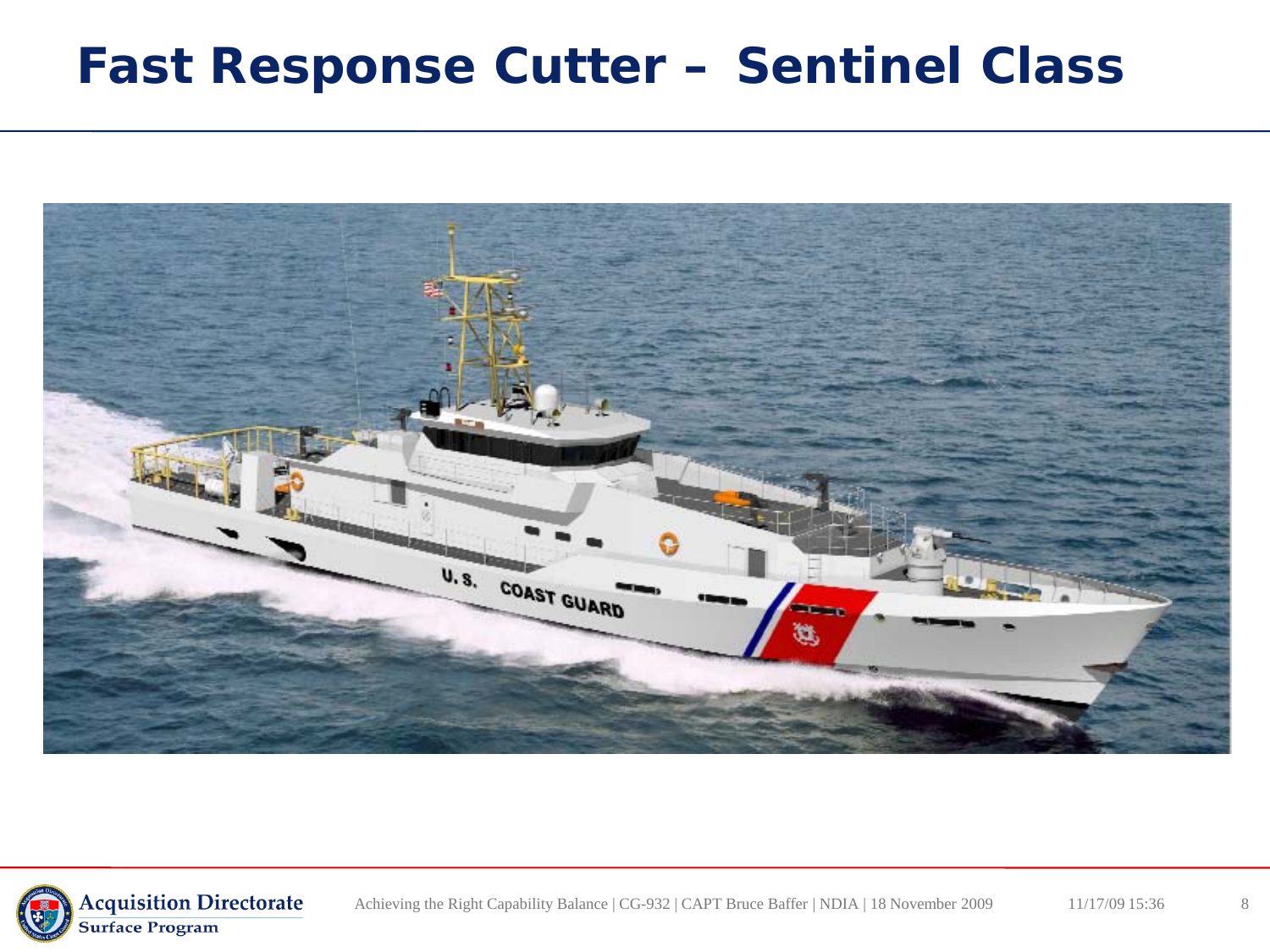# Fast Response Cutter – Sentinel Class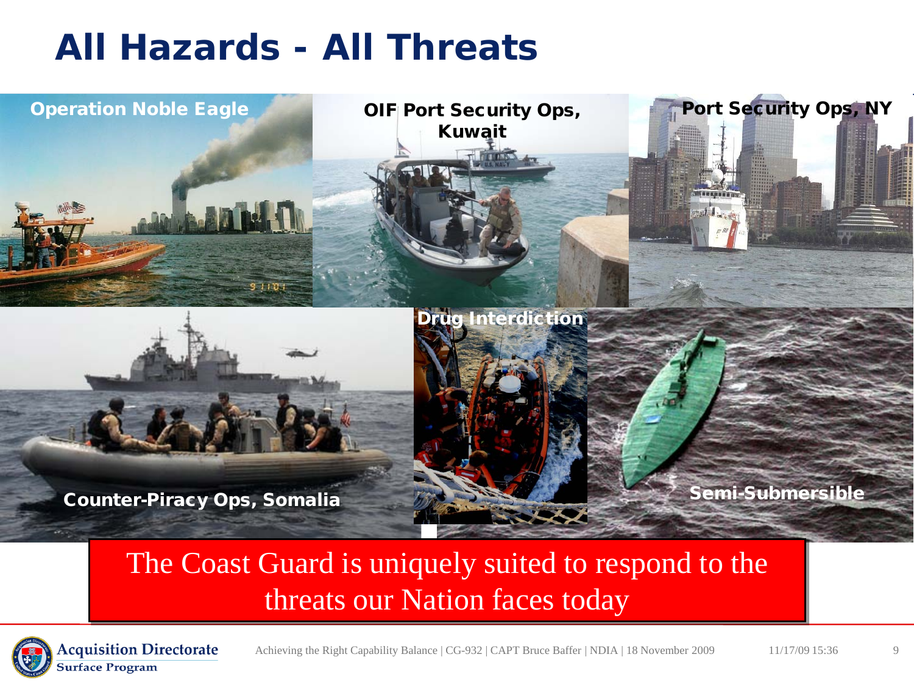# All Hazards - All Threats

Operation Noble Eagle

OIF Port Security Ops, Kuwait

Port Security Ops, NY

Drug Interdiction

Counter-Piracy Ops, Somalia

Semi-Submersible

The Coast Guard is uniquely suited to respond to the threats our Nation faces today